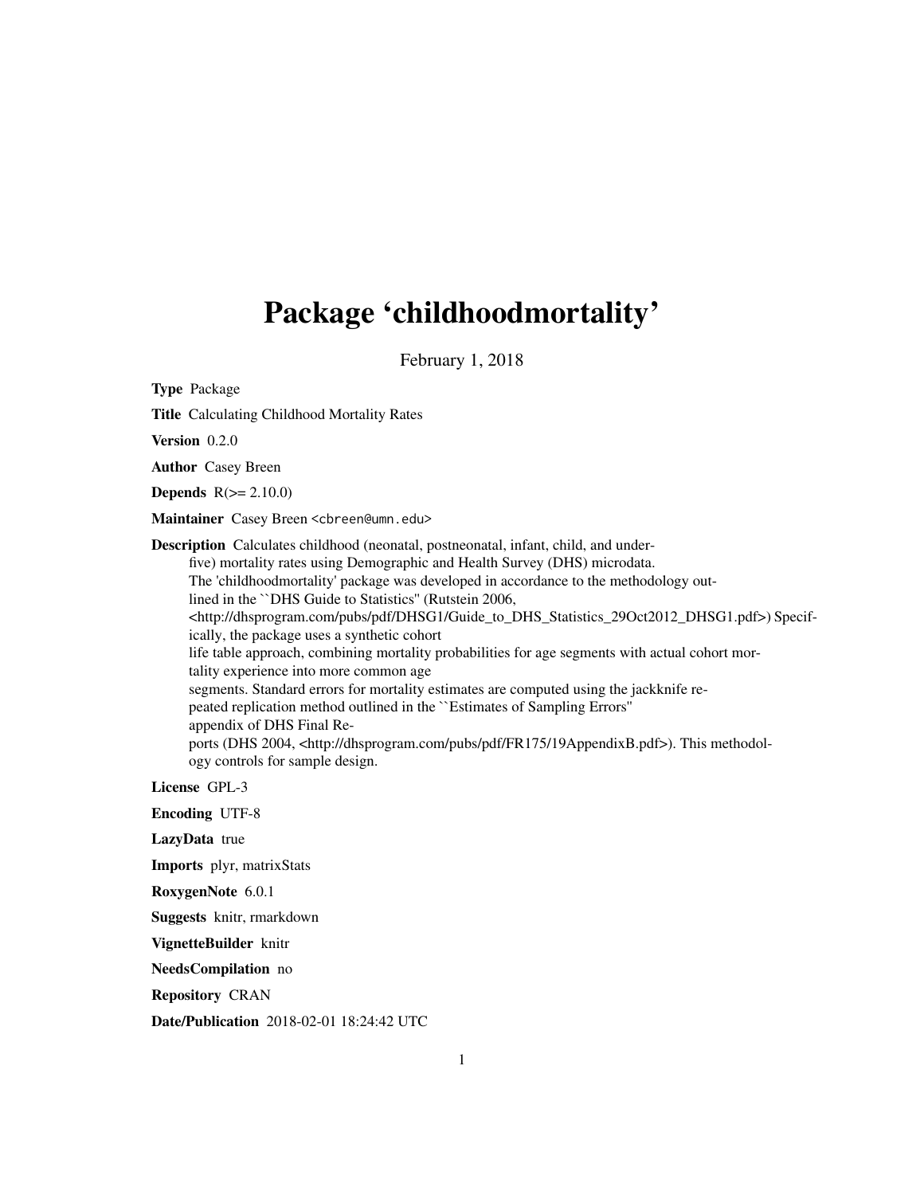# Package 'childhoodmortality'

February 1, 2018

**Type** Package

**Title** Calculating Childhood Mortality Rates

**Version** 0.2.0

**Author** Casey Breen

**Depends** R(>= 2.10.0)

**Maintainer** Casey Breen <cbreen@umn.edu>

**Description** Calculates childhood (neonatal, postneonatal, infant, child, and under-five) mortality rates using Demographic and Health Survey (DHS) microdata.
The 'childhoodmortality' package was developed in accordance to the methodology outlined in the ``DHS Guide to Statistics'' (Rutstein 2006, <http://dhsprogram.com/pubs/pdf/DHSG1/Guide_to_DHS_Statistics_29Oct2012_DHSG1.pdf>) Specifically, the package uses a synthetic cohort life table approach, combining mortality probabilities for age segments with actual cohort mortality experience into more common age segments. Standard errors for mortality estimates are computed using the jackknife repeated replication method outlined in the ``Estimates of Sampling Errors'' appendix of DHS Final Reports (DHS 2004, <http://dhsprogram.com/pubs/pdf/FR175/19AppendixB.pdf>). This methodology controls for sample design.

**License** GPL-3

**Encoding** UTF-8

**LazyData** true

**Imports** plyr, matrixStats

**RoxygenNote** 6.0.1

**Suggests** knitr, rmarkdown

**VignetteBuilder** knitr

**NeedsCompilation** no

**Repository** CRAN

**Date/Publication** 2018-02-01 18:24:42 UTC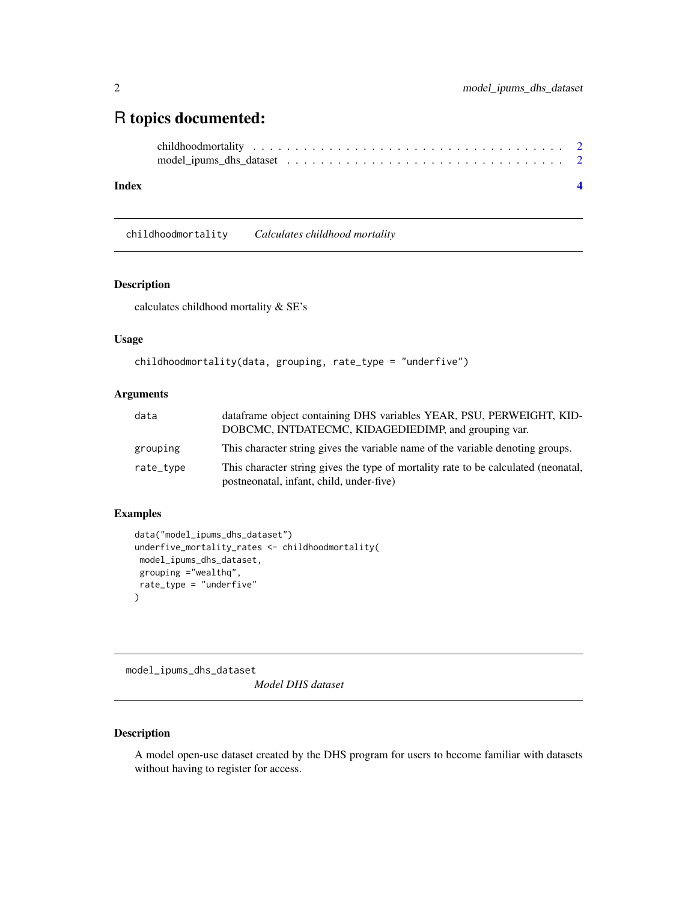# R topics documented:

childhoodmortality . . . . . . . . . . . . . . . . . . . . . . . . . . . . . . . . . . . 2
model_ipums_dhs_dataset . . . . . . . . . . . . . . . . . . . . . . . . . . . . . 2

**Index** **4**

---

## childhoodmortality *Calculates childhood mortality*

### Description

calculates childhood mortality & SE's

### Usage

```
childhoodmortality(data, grouping, rate_type = "underfive")
```

### Arguments

| | |
|---|---|
| `data` | dataframe object containing DHS variables YEAR, PSU, PERWEIGHT, KIDDOBCMC, INTDATECMC, KIDAGEDIEDIMP, and grouping var. |
| `grouping` | This character string gives the variable name of the variable denoting groups. |
| `rate_type` | This character string gives the type of mortality rate to be calculated (neonatal, postneonatal, infant, child, under-five) |

### Examples

```
data("model_ipums_dhs_dataset")
underfive_mortality_rates <- childhoodmortality(
 model_ipums_dhs_dataset,
 grouping ="wealthq",
 rate_type = "underfive"
)
```

---

## model_ipums_dhs_dataset *Model DHS dataset*

### Description

A model open-use dataset created by the DHS program for users to become familiar with datasets without having to register for access.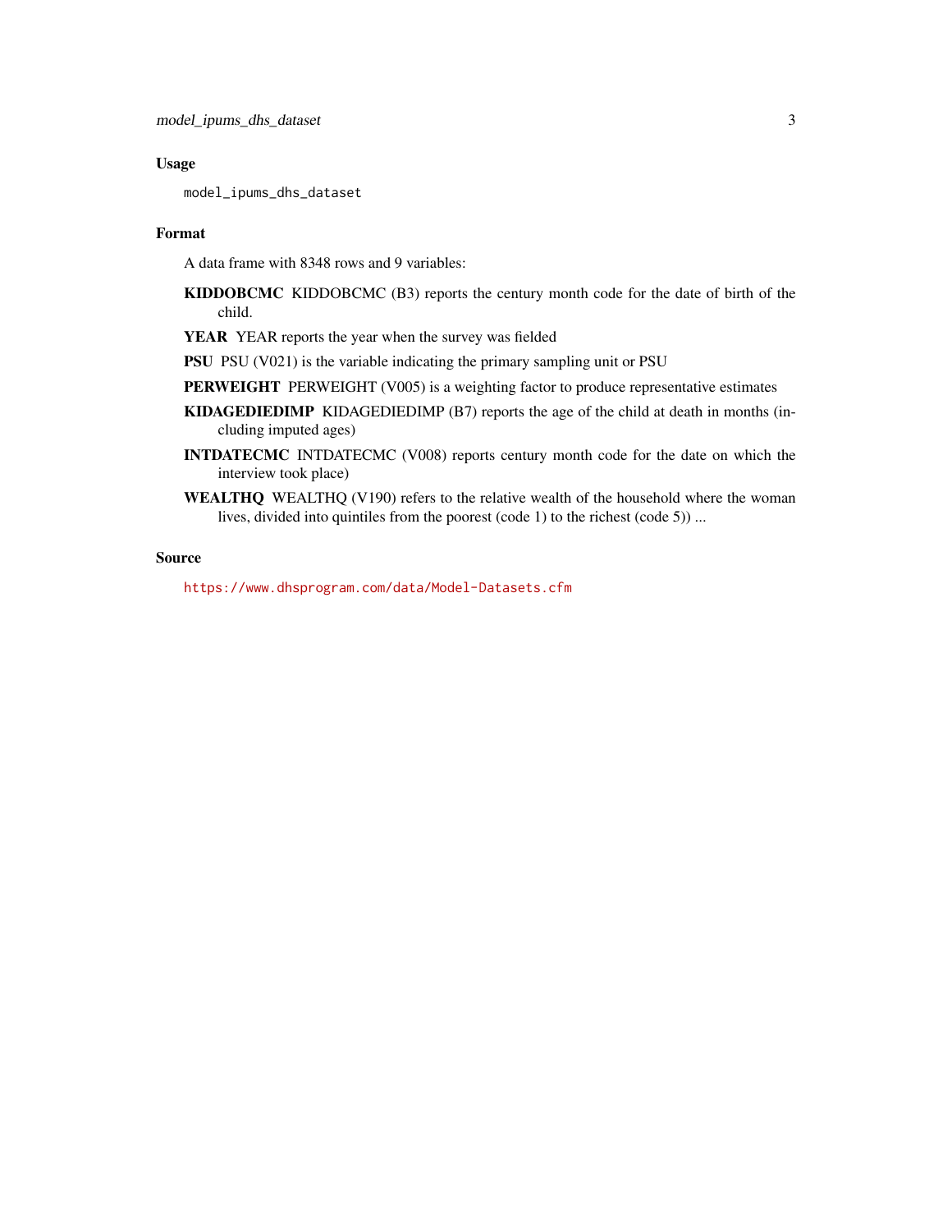### Usage

```
model_ipums_dhs_dataset
```

### Format

A data frame with 8348 rows and 9 variables:

**KIDDOBCMC** KIDDOBCMC (B3) reports the century month code for the date of birth of the child.

**YEAR** YEAR reports the year when the survey was fielded

**PSU** PSU (V021) is the variable indicating the primary sampling unit or PSU

**PERWEIGHT** PERWEIGHT (V005) is a weighting factor to produce representative estimates

**KIDAGEDIEDIMP** KIDAGEDIEDIMP (B7) reports the age of the child at death in months (including imputed ages)

**INTDATECMC** INTDATECMC (V008) reports century month code for the date on which the interview took place)

**WEALTHQ** WEALTHQ (V190) refers to the relative wealth of the household where the woman lives, divided into quintiles from the poorest (code 1) to the richest (code 5)) ...

### Source

https://www.dhsprogram.com/data/Model-Datasets.cfm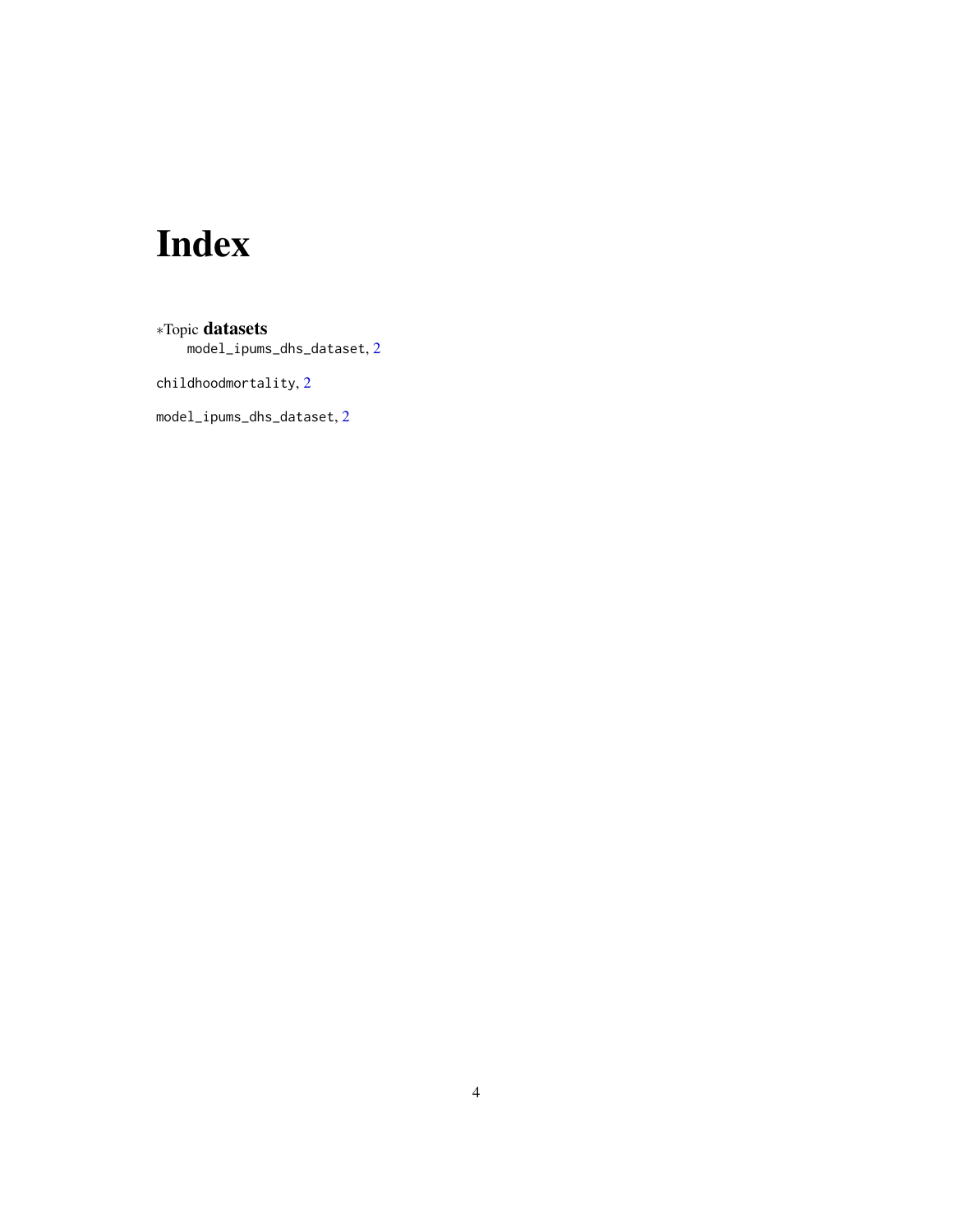# Index

*Topic **datasets**

  model_ipums_dhs_dataset, 2

childhoodmortality, 2

model_ipums_dhs_dataset, 2